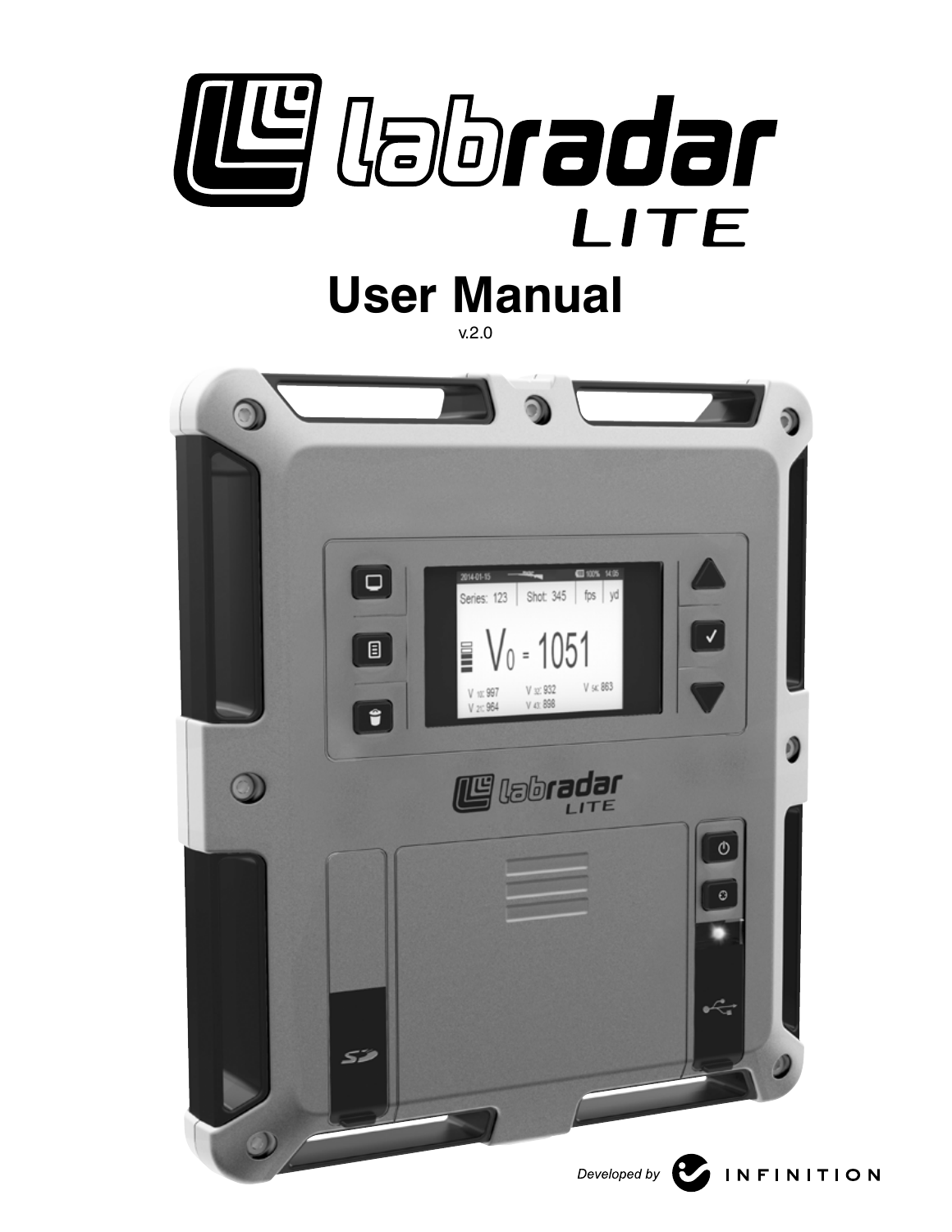# labradar LITE

## User Manual

v.2.0

Developed by INFINITION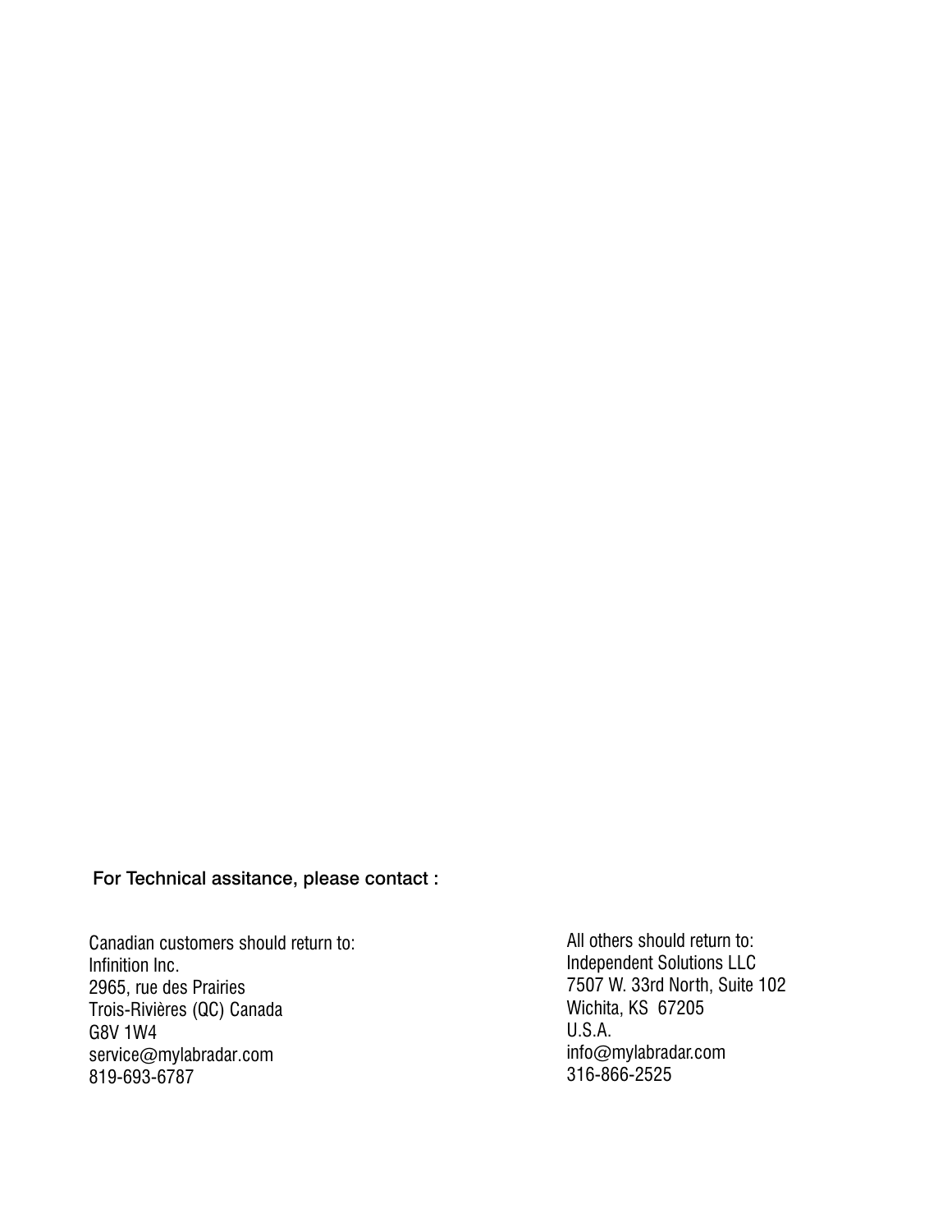**For Technical assitance, please contact :**

Canadian customers should return to:
Infinition Inc.
2965, rue des Prairies
Trois-Rivières (QC) Canada
G8V 1W4
service@mylabradar.com
819-693-6787

All others should return to:
Independent Solutions LLC
7507 W. 33rd North, Suite 102
Wichita, KS 67205
U.S.A.
info@mylabradar.com
316-866-2525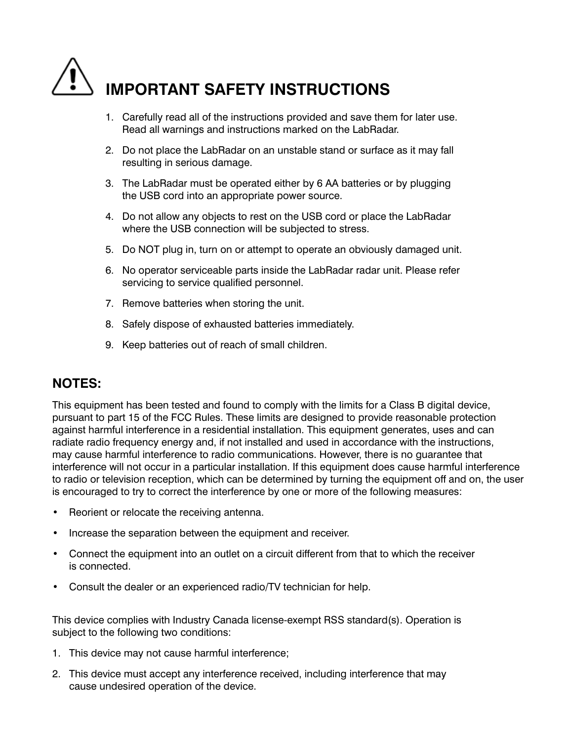# IMPORTANT SAFETY INSTRUCTIONS

1. Carefully read all of the instructions provided and save them for later use. Read all warnings and instructions marked on the LabRadar.
2. Do not place the LabRadar on an unstable stand or surface as it may fall resulting in serious damage.
3. The LabRadar must be operated either by 6 AA batteries or by plugging the USB cord into an appropriate power source.
4. Do not allow any objects to rest on the USB cord or place the LabRadar where the USB connection will be subjected to stress.
5. Do NOT plug in, turn on or attempt to operate an obviously damaged unit.
6. No operator serviceable parts inside the LabRadar radar unit. Please refer servicing to service qualified personnel.
7. Remove batteries when storing the unit.
8. Safely dispose of exhausted batteries immediately.
9. Keep batteries out of reach of small children.

## NOTES:

This equipment has been tested and found to comply with the limits for a Class B digital device, pursuant to part 15 of the FCC Rules. These limits are designed to provide reasonable protection against harmful interference in a residential installation. This equipment generates, uses and can radiate radio frequency energy and, if not installed and used in accordance with the instructions, may cause harmful interference to radio communications. However, there is no guarantee that interference will not occur in a particular installation. If this equipment does cause harmful interference to radio or television reception, which can be determined by turning the equipment off and on, the user is encouraged to try to correct the interference by one or more of the following measures:

- Reorient or relocate the receiving antenna.
- Increase the separation between the equipment and receiver.
- Connect the equipment into an outlet on a circuit different from that to which the receiver is connected.
- Consult the dealer or an experienced radio/TV technician for help.

This device complies with Industry Canada license-exempt RSS standard(s). Operation is subject to the following two conditions:

1. This device may not cause harmful interference;
2. This device must accept any interference received, including interference that may cause undesired operation of the device.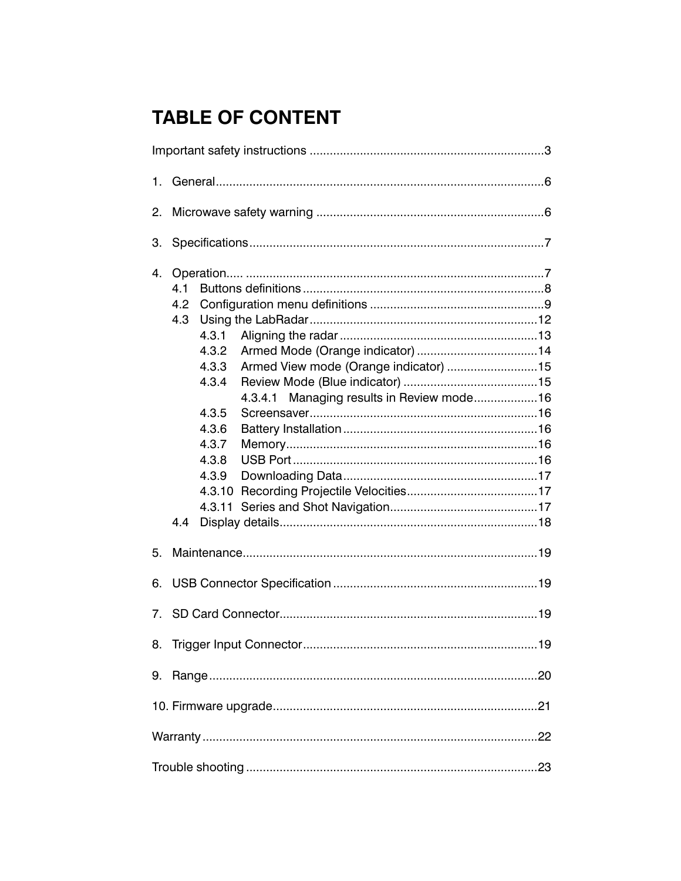# TABLE OF CONTENT

Important safety instructions ....................................................................3

1. General................................................................................................6

2. Microwave safety warning ..................................................................6

3. Specifications......................................................................................7

4. Operation..... .......................................................................................7
   - 4.1 Buttons definitions ......................................................................8
   - 4.2 Configuration menu definitions ...................................................9
   - 4.3 Using the LabRadar ..................................................................12
     - 4.3.1 Aligning the radar ..........................................................13
     - 4.3.2 Armed Mode (Orange indicator) ....................................14
     - 4.3.3 Armed View mode (Orange indicator) ...........................15
     - 4.3.4 Review Mode (Blue indicator) ........................................15
       - 4.3.4.1 Managing results in Review mode...................16
     - 4.3.5 Screensaver...................................................................16
     - 4.3.6 Battery Installation .........................................................16
     - 4.3.7 Memory..........................................................................16
     - 4.3.8 USB Port ........................................................................16
     - 4.3.9 Downloading Data..........................................................17
     - 4.3.10 Recording Projectile Velocities......................................17
     - 4.3.11 Series and Shot Navigation...........................................17
   - 4.4 Display details............................................................................18

5. Maintenance......................................................................................19

6. USB Connector Specification ............................................................19

7. SD Card Connector............................................................................19

8. Trigger Input Connector.....................................................................19

9. Range................................................................................................20

10. Firmware upgrade.............................................................................21

Warranty ..................................................................................................22

Trouble shooting ......................................................................................23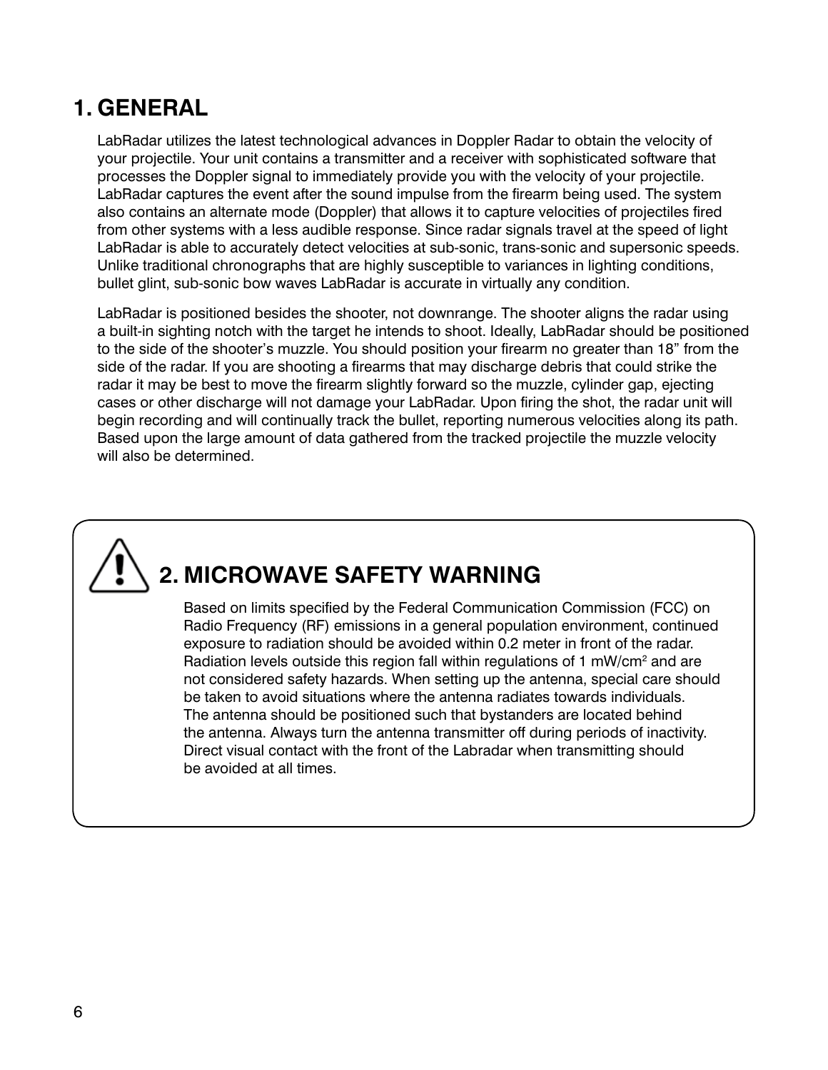# 1. GENERAL

LabRadar utilizes the latest technological advances in Doppler Radar to obtain the velocity of your projectile. Your unit contains a transmitter and a receiver with sophisticated software that processes the Doppler signal to immediately provide you with the velocity of your projectile. LabRadar captures the event after the sound impulse from the firearm being used. The system also contains an alternate mode (Doppler) that allows it to capture velocities of projectiles fired from other systems with a less audible response. Since radar signals travel at the speed of light LabRadar is able to accurately detect velocities at sub-sonic, trans-sonic and supersonic speeds. Unlike traditional chronographs that are highly susceptible to variances in lighting conditions, bullet glint, sub-sonic bow waves LabRadar is accurate in virtually any condition.

LabRadar is positioned besides the shooter, not downrange. The shooter aligns the radar using a built-in sighting notch with the target he intends to shoot. Ideally, LabRadar should be positioned to the side of the shooter's muzzle. You should position your firearm no greater than 18" from the side of the radar. If you are shooting a firearms that may discharge debris that could strike the radar it may be best to move the firearm slightly forward so the muzzle, cylinder gap, ejecting cases or other discharge will not damage your LabRadar. Upon firing the shot, the radar unit will begin recording and will continually track the bullet, reporting numerous velocities along its path. Based upon the large amount of data gathered from the tracked projectile the muzzle velocity will also be determined.

# 2. MICROWAVE SAFETY WARNING

Based on limits specified by the Federal Communication Commission (FCC) on Radio Frequency (RF) emissions in a general population environment, continued exposure to radiation should be avoided within 0.2 meter in front of the radar. Radiation levels outside this region fall within regulations of 1 mW/cm$^2$ and are not considered safety hazards. When setting up the antenna, special care should be taken to avoid situations where the antenna radiates towards individuals. The antenna should be positioned such that bystanders are located behind the antenna. Always turn the antenna transmitter off during periods of inactivity. Direct visual contact with the front of the Labradar when transmitting should be avoided at all times.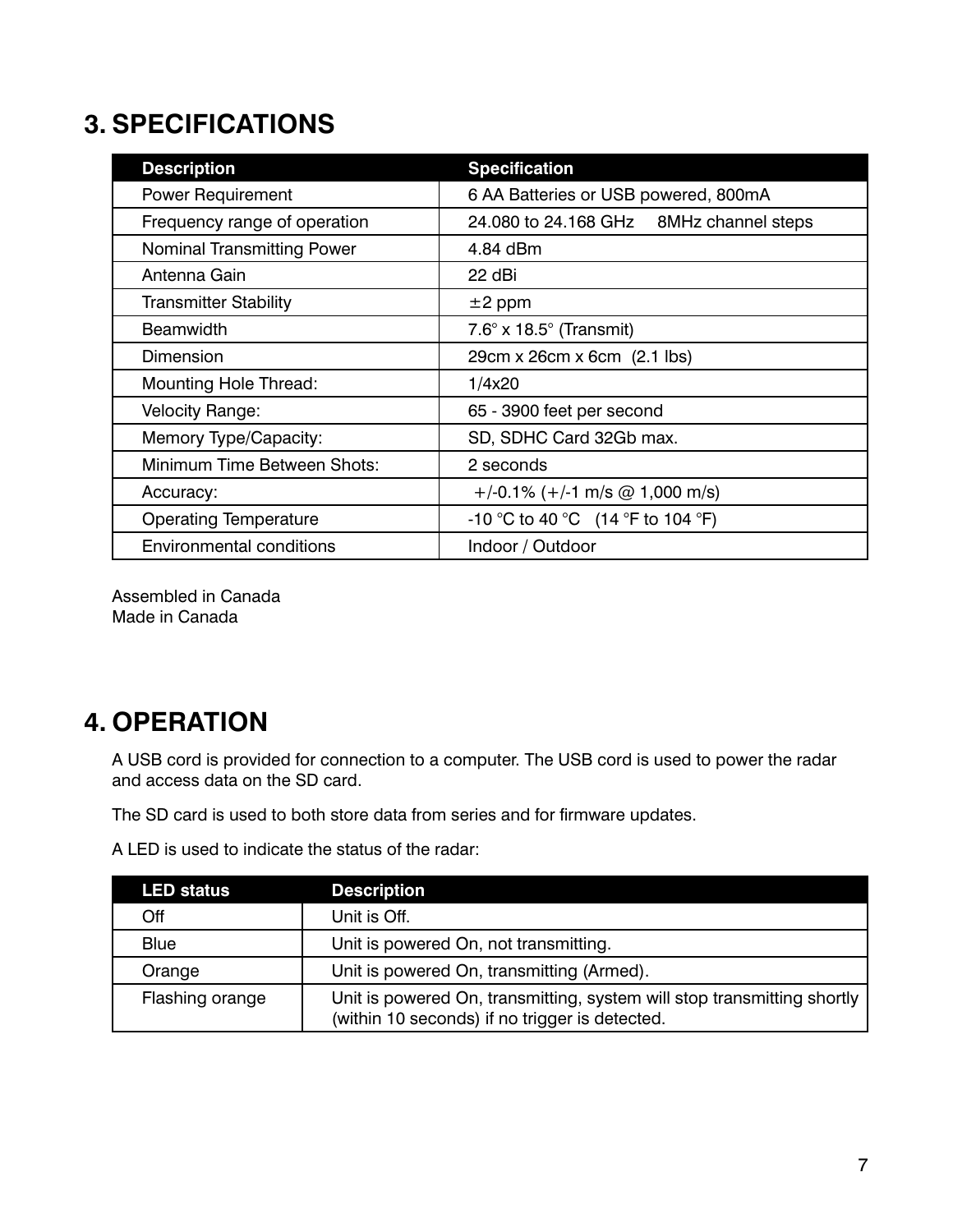# 3. SPECIFICATIONS

| Description | Specification |
|---|---|
| Power Requirement | 6 AA Batteries or USB powered, 800mA |
| Frequency range of operation | 24.080 to 24.168 GHz     8MHz channel steps |
| Nominal Transmitting Power | 4.84 dBm |
| Antenna Gain | 22 dBi |
| Transmitter Stability | ±2 ppm |
| Beamwidth | 7.6° x 18.5° (Transmit) |
| Dimension | 29cm x 26cm x 6cm  (2.1 lbs) |
| Mounting Hole Thread: | 1/4x20 |
| Velocity Range: | 65 - 3900 feet per second |
| Memory Type/Capacity: | SD, SDHC Card 32Gb max. |
| Minimum Time Between Shots: | 2 seconds |
| Accuracy: | +/-0.1% (+/-1 m/s @ 1,000 m/s) |
| Operating Temperature | -10 °C to 40 °C   (14 °F to 104 °F) |
| Environmental conditions | Indoor / Outdoor |

Assembled in Canada
Made in Canada

# 4. OPERATION

A USB cord is provided for connection to a computer. The USB cord is used to power the radar and access data on the SD card.

The SD card is used to both store data from series and for firmware updates.

A LED is used to indicate the status of the radar:

| LED status | Description |
|---|---|
| Off | Unit is Off. |
| Blue | Unit is powered On, not transmitting. |
| Orange | Unit is powered On, transmitting (Armed). |
| Flashing orange | Unit is powered On, transmitting, system will stop transmitting shortly (within 10 seconds) if no trigger is detected. |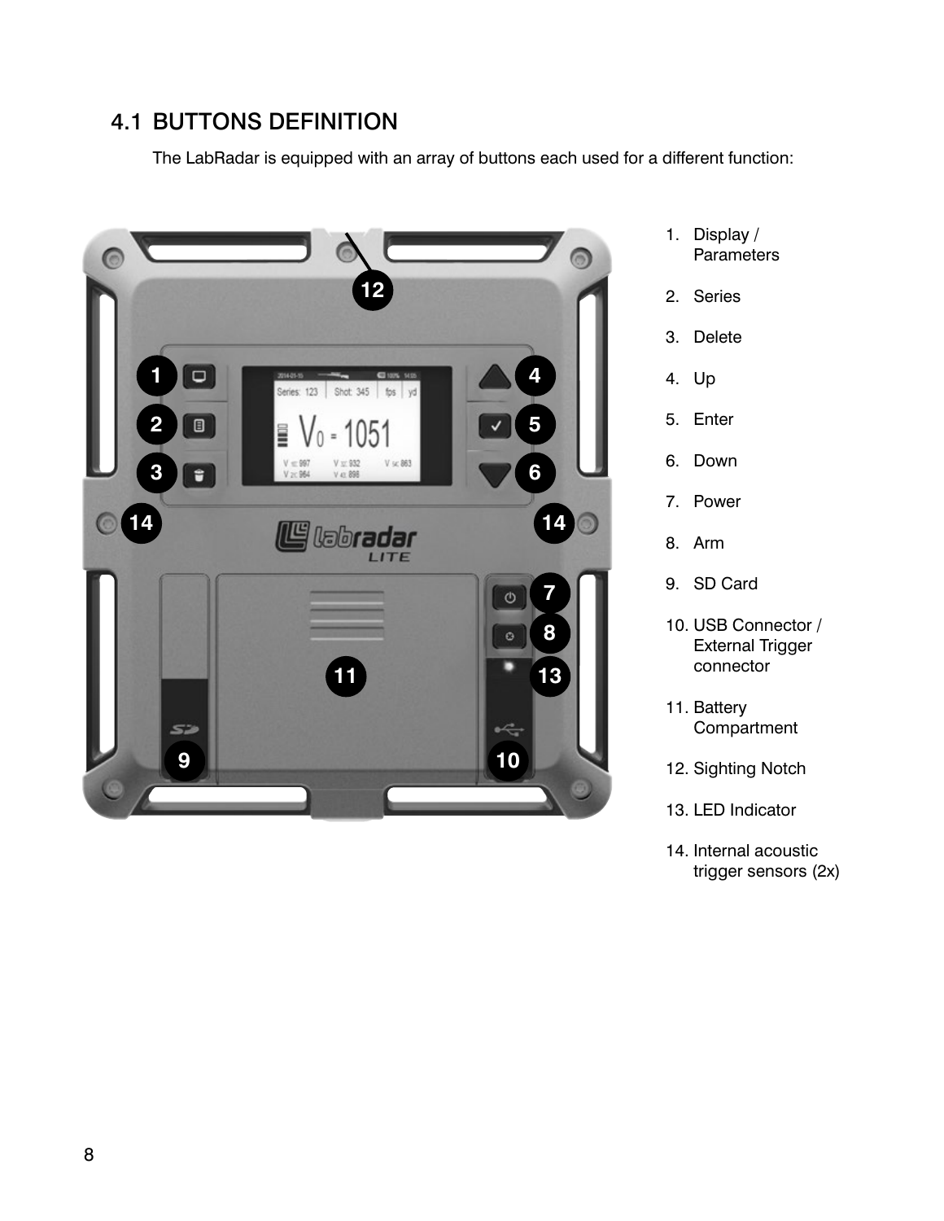## 4.1 BUTTONS DEFINITION

The LabRadar is equipped with an array of buttons each used for a different function:

1. Display / Parameters
2. Series
3. Delete
4. Up
5. Enter
6. Down
7. Power
8. Arm
9. SD Card
10. USB Connector / External Trigger connector
11. Battery Compartment
12. Sighting Notch
13. LED Indicator
14. Internal acoustic trigger sensors (2x)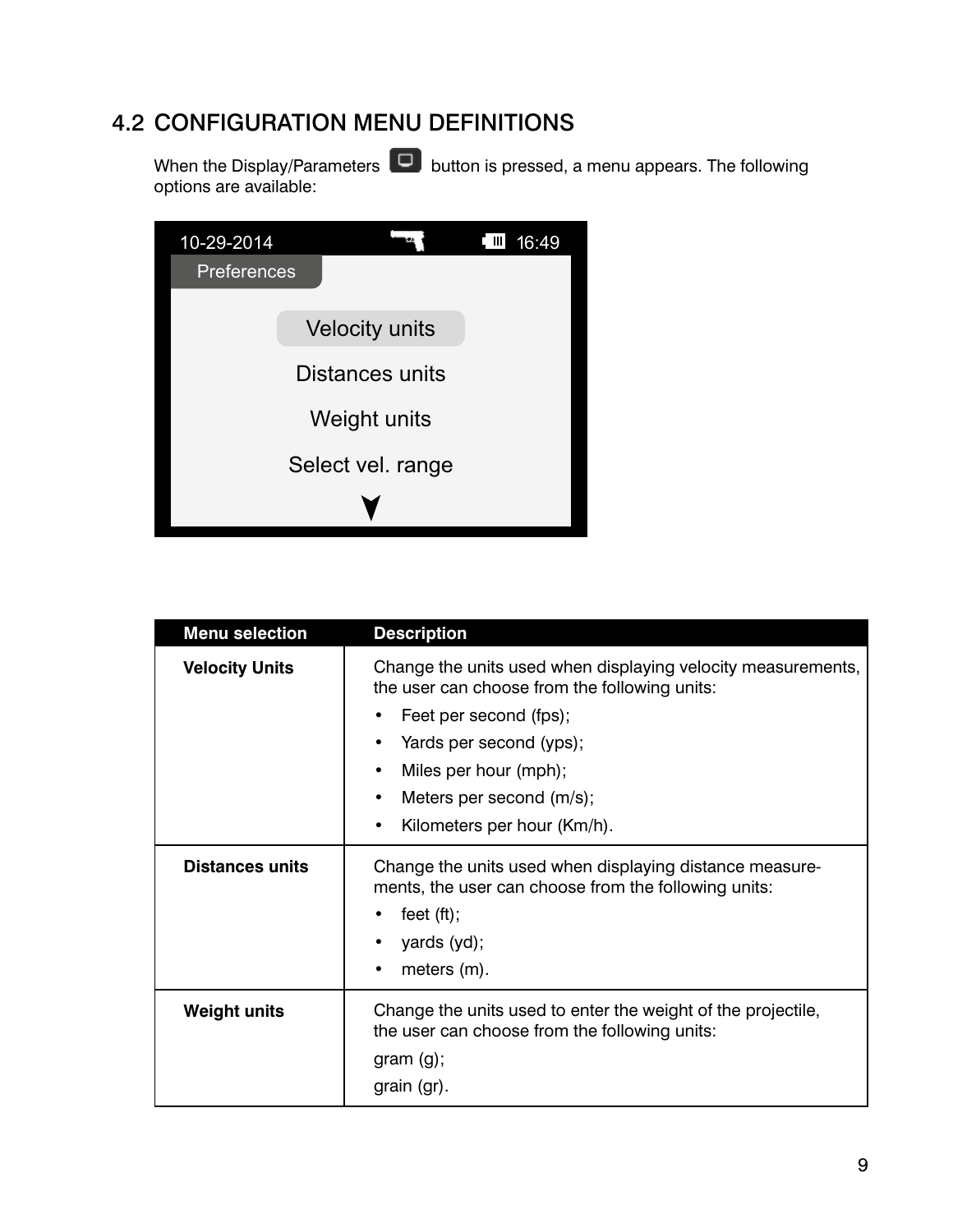## 4.2 CONFIGURATION MENU DEFINITIONS

When the Display/Parameters button is pressed, a menu appears. The following options are available:

| Menu selection | Description |
|---|---|
| **Velocity Units** | Change the units used when displaying velocity measurements, the user can choose from the following units:<br>• Feet per second (fps);<br>• Yards per second (yps);<br>• Miles per hour (mph);<br>• Meters per second (m/s);<br>• Kilometers per hour (Km/h). |
| **Distances units** | Change the units used when displaying distance measurements, the user can choose from the following units:<br>• feet (ft);<br>• yards (yd);<br>• meters (m). |
| **Weight units** | Change the units used to enter the weight of the projectile, the user can choose from the following units:<br>gram (g);<br>grain (gr). |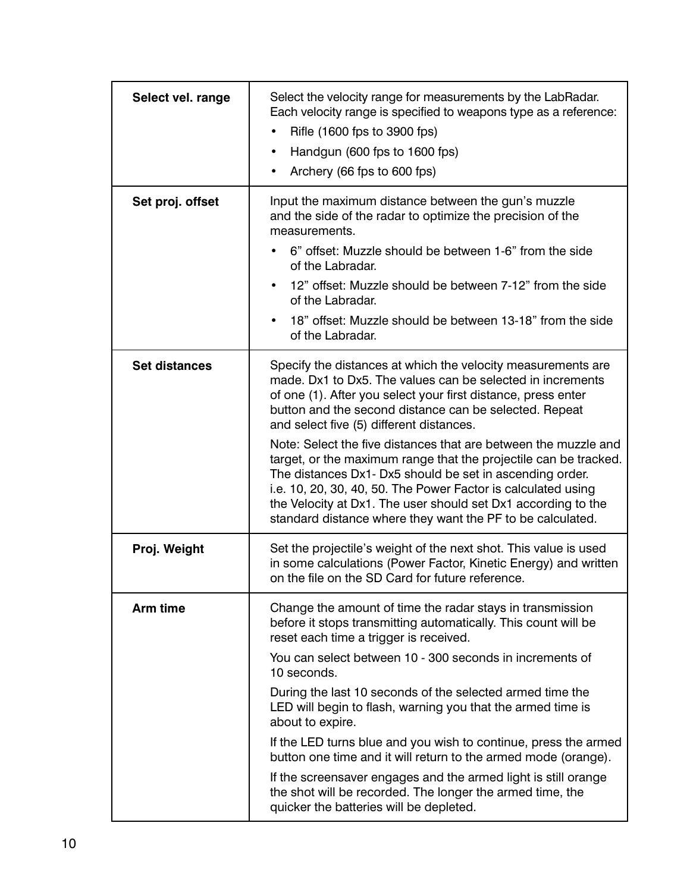| | |
|---|---|
| **Select vel. range** | Select the velocity range for measurements by the LabRadar. Each velocity range is specified to weapons type as a reference:<br>• Rifle (1600 fps to 3900 fps)<br>• Handgun (600 fps to 1600 fps)<br>• Archery (66 fps to 600 fps) |
| **Set proj. offset** | Input the maximum distance between the gun's muzzle and the side of the radar to optimize the precision of the measurements.<br>• 6" offset: Muzzle should be between 1-6" from the side of the Labradar.<br>• 12" offset: Muzzle should be between 7-12" from the side of the Labradar.<br>• 18" offset: Muzzle should be between 13-18" from the side of the Labradar. |
| **Set distances** | Specify the distances at which the velocity measurements are made. Dx1 to Dx5. The values can be selected in increments of one (1). After you select your first distance, press enter button and the second distance can be selected. Repeat and select five (5) different distances.<br>Note: Select the five distances that are between the muzzle and target, or the maximum range that the projectile can be tracked. The distances Dx1- Dx5 should be set in ascending order. i.e. 10, 20, 30, 40, 50. The Power Factor is calculated using the Velocity at Dx1. The user should set Dx1 according to the standard distance where they want the PF to be calculated. |
| **Proj. Weight** | Set the projectile's weight of the next shot. This value is used in some calculations (Power Factor, Kinetic Energy) and written on the file on the SD Card for future reference. |
| **Arm time** | Change the amount of time the radar stays in transmission before it stops transmitting automatically. This count will be reset each time a trigger is received.<br>You can select between 10 - 300 seconds in increments of 10 seconds.<br>During the last 10 seconds of the selected armed time the LED will begin to flash, warning you that the armed time is about to expire.<br>If the LED turns blue and you wish to continue, press the armed button one time and it will return to the armed mode (orange).<br>If the screensaver engages and the armed light is still orange the shot will be recorded. The longer the armed time, the quicker the batteries will be depleted. |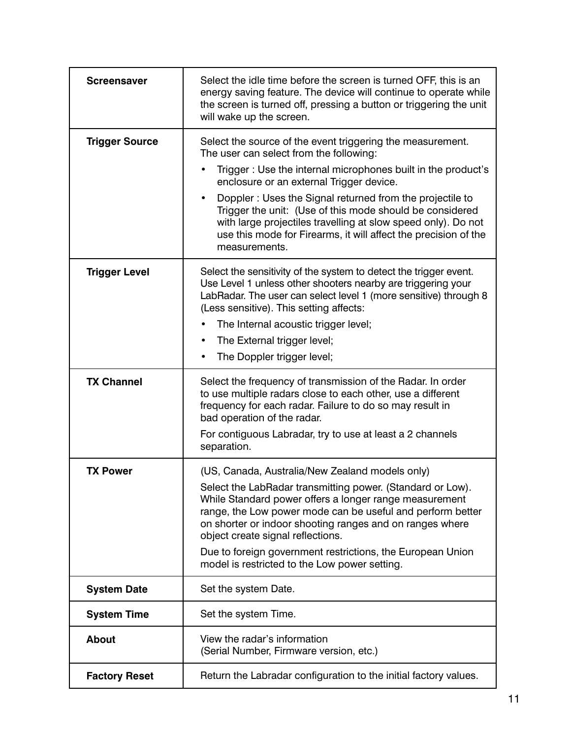| Setting | Description |
|---|---|
| **Screensaver** | Select the idle time before the screen is turned OFF, this is an energy saving feature. The device will continue to operate while the screen is turned off, pressing a button or triggering the unit will wake up the screen. |
| **Trigger Source** | Select the source of the event triggering the measurement. The user can select from the following:<br>• Trigger : Use the internal microphones built in the product's enclosure or an external Trigger device.<br>• Doppler : Uses the Signal returned from the projectile to Trigger the unit: (Use of this mode should be considered with large projectiles travelling at slow speed only). Do not use this mode for Firearms, it will affect the precision of the measurements. |
| **Trigger Level** | Select the sensitivity of the system to detect the trigger event. Use Level 1 unless other shooters nearby are triggering your LabRadar. The user can select level 1 (more sensitive) through 8 (Less sensitive). This setting affects:<br>• The Internal acoustic trigger level;<br>• The External trigger level;<br>• The Doppler trigger level; |
| **TX Channel** | Select the frequency of transmission of the Radar. In order to use multiple radars close to each other, use a different frequency for each radar. Failure to do so may result in bad operation of the radar.<br>For contiguous Labradar, try to use at least a 2 channels separation. |
| **TX Power** | (US, Canada, Australia/New Zealand models only)<br>Select the LabRadar transmitting power. (Standard or Low). While Standard power offers a longer range measurement range, the Low power mode can be useful and perform better on shorter or indoor shooting ranges and on ranges where object create signal reflections.<br>Due to foreign government restrictions, the European Union model is restricted to the Low power setting. |
| **System Date** | Set the system Date. |
| **System Time** | Set the system Time. |
| **About** | View the radar's information<br>(Serial Number, Firmware version, etc.) |
| **Factory Reset** | Return the Labradar configuration to the initial factory values. |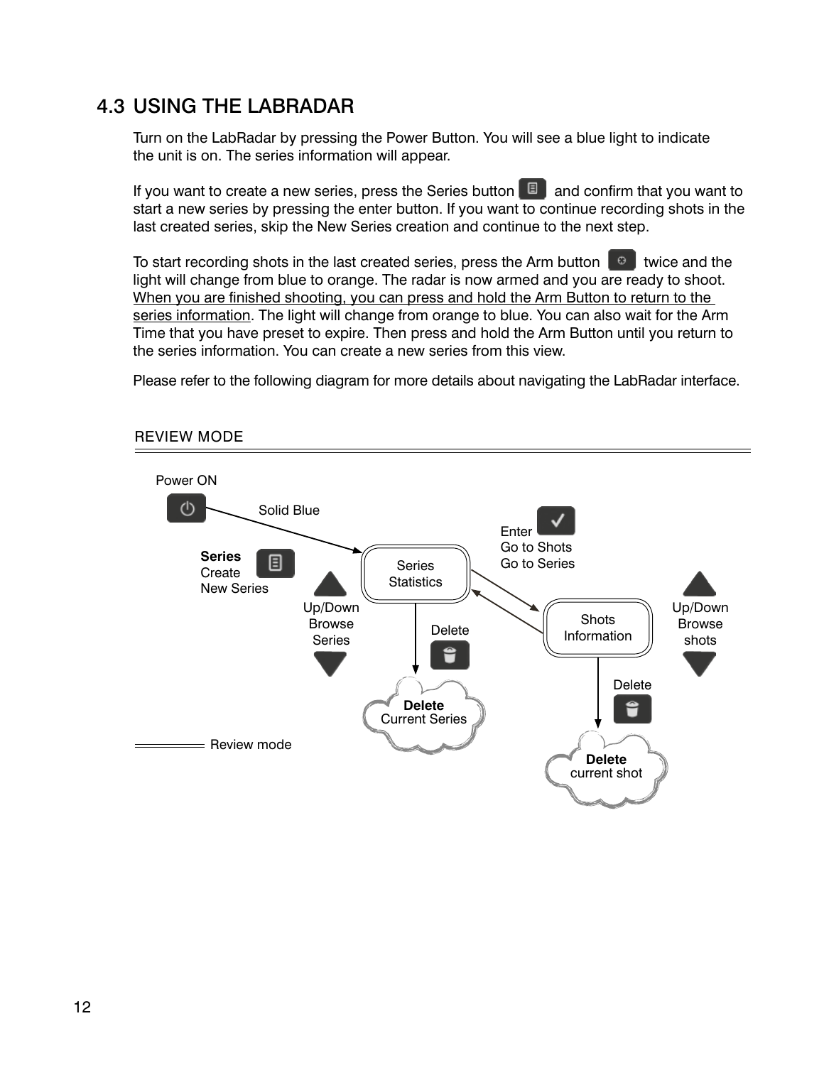## 4.3 USING THE LABRADAR

Turn on the LabRadar by pressing the Power Button. You will see a blue light to indicate the unit is on. The series information will appear.

If you want to create a new series, press the Series button and confirm that you want to start a new series by pressing the enter button. If you want to continue recording shots in the last created series, skip the New Series creation and continue to the next step.

To start recording shots in the last created series, press the Arm button twice and the light will change from blue to orange. The radar is now armed and you are ready to shoot. <u>When you are finished shooting, you can press and hold the Arm Button to return to the series information</u>. The light will change from orange to blue. You can also wait for the Arm Time that you have preset to expire. Then press and hold the Arm Button until you return to the series information. You can create a new series from this view.

Please refer to the following diagram for more details about navigating the LabRadar interface.

REVIEW MODE

Power ON

Solid Blue

**Series** Create New Series

Series Statistics

Up/Down Browse Series

Delete

**Delete** Current Series

Enter Go to Shots Go to Series

Shots Information

Up/Down Browse shots

Delete

**Delete** current shot

Review mode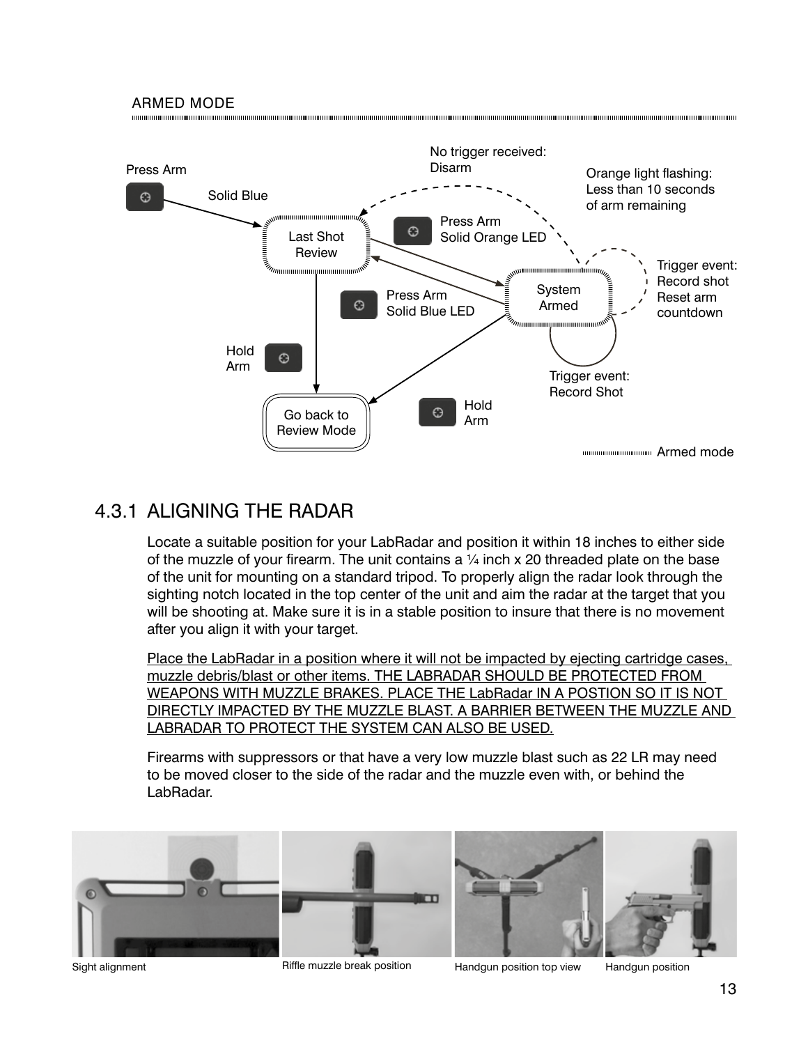ARMED MODE

Press Arm

Solid Blue

Last Shot Review

No trigger received: Disarm

Press Arm
Solid Orange LED

Orange light flashing: Less than 10 seconds of arm remaining

System Armed

Trigger event: Record shot Reset arm countdown

Press Arm
Solid Blue LED

Hold Arm

Trigger event: Record Shot

Go back to Review Mode

Hold Arm

Armed mode

### 4.3.1 ALIGNING THE RADAR

Locate a suitable position for your LabRadar and position it within 18 inches to either side of the muzzle of your firearm. The unit contains a ¼ inch x 20 threaded plate on the base of the unit for mounting on a standard tripod. To properly align the radar look through the sighting notch located in the top center of the unit and aim the radar at the target that you will be shooting at. Make sure it is in a stable position to insure that there is no movement after you align it with your target.

<u>Place the LabRadar in a position where it will not be impacted by ejecting cartridge cases, muzzle debris/blast or other items. THE LABRADAR SHOULD BE PROTECTED FROM WEAPONS WITH MUZZLE BRAKES. PLACE THE LabRadar IN A POSTION SO IT IS NOT DIRECTLY IMPACTED BY THE MUZZLE BLAST. A BARRIER BETWEEN THE MUZZLE AND LABRADAR TO PROTECT THE SYSTEM CAN ALSO BE USED.</u>

Firearms with suppressors or that have a very low muzzle blast such as 22 LR may need to be moved closer to the side of the radar and the muzzle even with, or behind the LabRadar.

Sight alignment

Riffle muzzle break position

Handgun position top view

Handgun position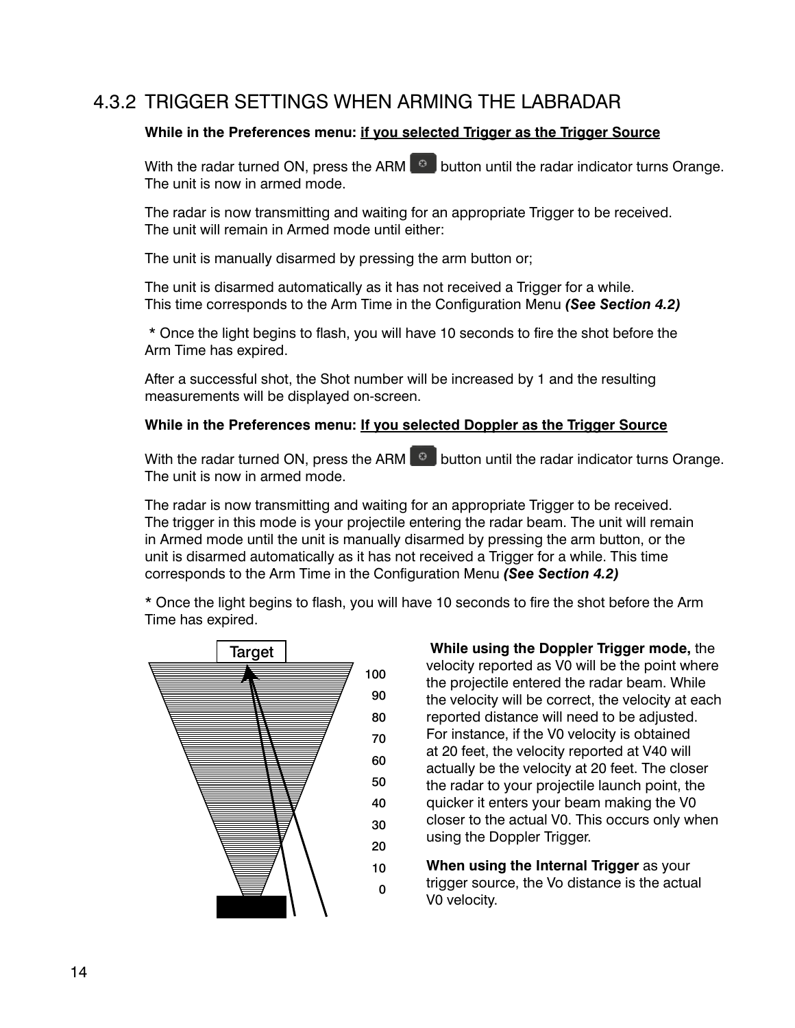## 4.3.2 TRIGGER SETTINGS WHEN ARMING THE LABRADAR

**While in the Preferences menu: <u>if you selected Trigger as the Trigger Source</u>**

With the radar turned ON, press the ARM button until the radar indicator turns Orange. The unit is now in armed mode.

The radar is now transmitting and waiting for an appropriate Trigger to be received. The unit will remain in Armed mode until either:

The unit is manually disarmed by pressing the arm button or;

The unit is disarmed automatically as it has not received a Trigger for a while. This time corresponds to the Arm Time in the Configuration Menu ***(See Section 4.2)***

\* Once the light begins to flash, you will have 10 seconds to fire the shot before the Arm Time has expired.

After a successful shot, the Shot number will be increased by 1 and the resulting measurements will be displayed on-screen.

**While in the Preferences menu: <u>If you selected Doppler as the Trigger Source</u>**

With the radar turned ON, press the ARM button until the radar indicator turns Orange. The unit is now in armed mode.

The radar is now transmitting and waiting for an appropriate Trigger to be received. The trigger in this mode is your projectile entering the radar beam. The unit will remain in Armed mode until the unit is manually disarmed by pressing the arm button, or the unit is disarmed automatically as it has not received a Trigger for a while. This time corresponds to the Arm Time in the Configuration Menu ***(See Section 4.2)***

\* Once the light begins to flash, you will have 10 seconds to fire the shot before the Arm Time has expired.

Target

100
90
80
70
60
50
40
30
20
10
0

**While using the Doppler Trigger mode,** the velocity reported as V0 will be the point where the projectile entered the radar beam. While the velocity will be correct, the velocity at each reported distance will need to be adjusted. For instance, if the V0 velocity is obtained at 20 feet, the velocity reported at V40 will actually be the velocity at 20 feet. The closer the radar to your projectile launch point, the quicker it enters your beam making the V0 closer to the actual V0. This occurs only when using the Doppler Trigger.

**When using the Internal Trigger** as your trigger source, the Vo distance is the actual V0 velocity.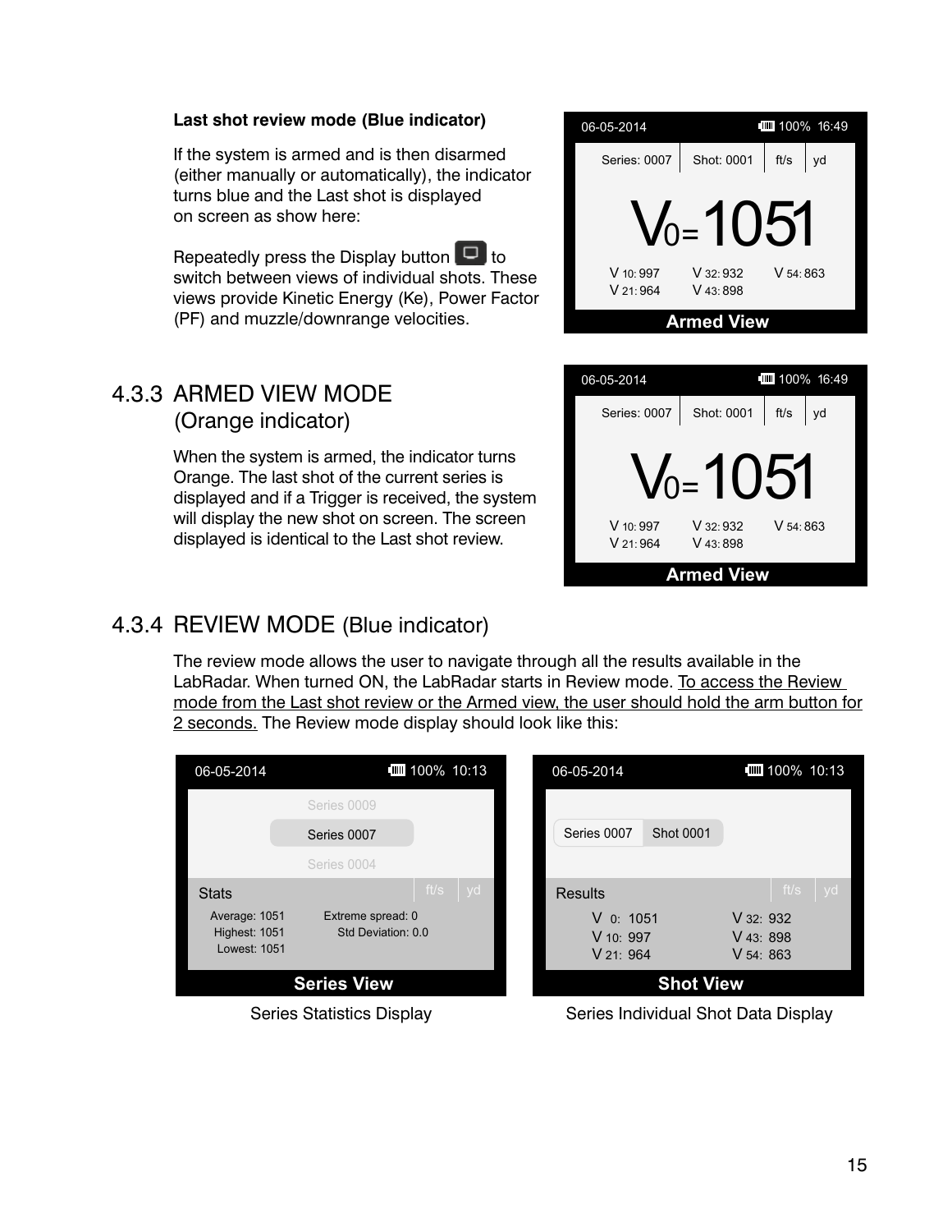**Last shot review mode (Blue indicator)**

If the system is armed and is then disarmed (either manually or automatically), the indicator turns blue and the Last shot is displayed on screen as show here:

Repeatedly press the Display button to switch between views of individual shots. These views provide Kinetic Energy (Ke), Power Factor (PF) and muzzle/downrange velocities.

06-05-2014 100% 16:49

Series: 0007 | Shot: 0001 | ft/s | yd

$V_0$= 1051

$V_{10}$: 997 $V_{32}$: 932 $V_{54}$: 863
$V_{21}$: 964 $V_{43}$: 898

Armed View

## 4.3.3 ARMED VIEW MODE (Orange indicator)

When the system is armed, the indicator turns Orange. The last shot of the current series is displayed and if a Trigger is received, the system will display the new shot on screen. The screen displayed is identical to the Last shot review.

06-05-2014 100% 16:49

Series: 0007 | Shot: 0001 | ft/s | yd

$V_0$= 1051

$V_{10}$: 997 $V_{32}$: 932 $V_{54}$: 863
$V_{21}$: 964 $V_{43}$: 898

Armed View

## 4.3.4 REVIEW MODE (Blue indicator)

The review mode allows the user to navigate through all the results available in the LabRadar. When turned ON, the LabRadar starts in Review mode. To access the Review mode from the Last shot review or the Armed view, the user should hold the arm button for 2 seconds. The Review mode display should look like this:

06-05-2014 100% 10:13

Series 0009
Series 0007
Series 0004

Stats ft/s yd

Average: 1051 Extreme spread: 0
Highest: 1051 Std Deviation: 0.0
Lowest: 1051

Series View

Series Statistics Display

06-05-2014 100% 10:13

Series 0007 Shot 0001

Results ft/s yd

$V_0$: 1051 $V_{32}$: 932
$V_{10}$: 997 $V_{43}$: 898
$V_{21}$: 964 $V_{54}$: 863

Shot View

Series Individual Shot Data Display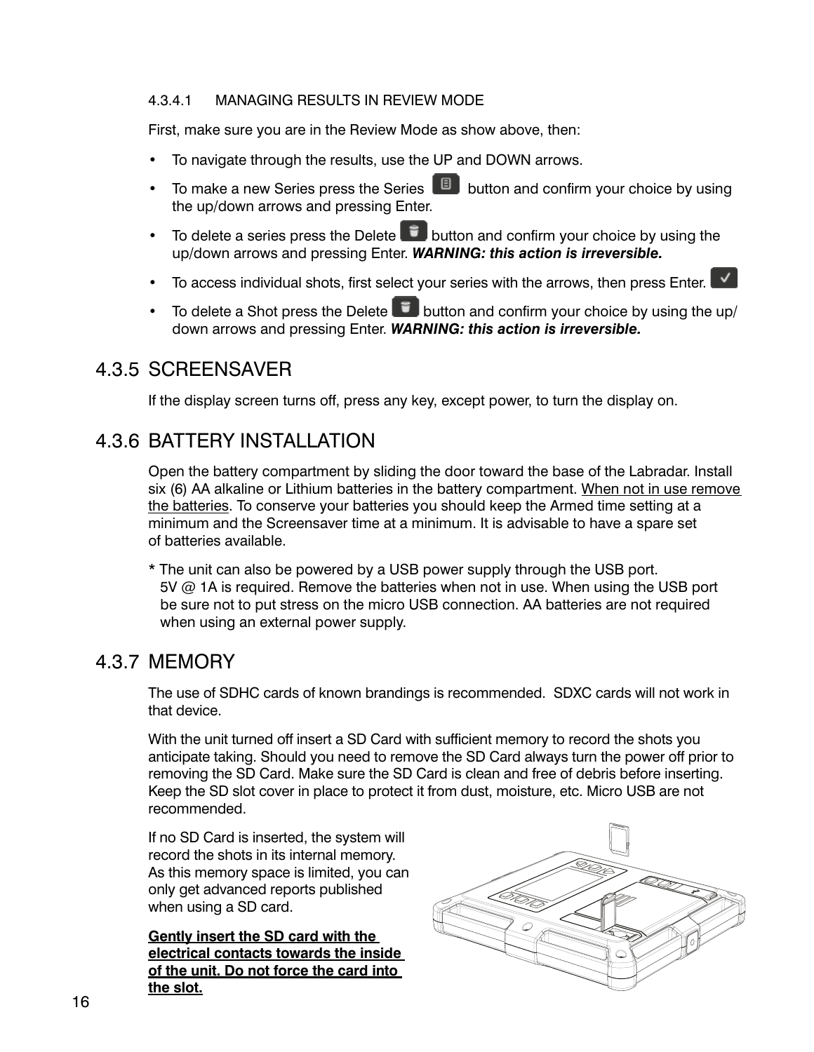#### 4.3.4.1 MANAGING RESULTS IN REVIEW MODE

First, make sure you are in the Review Mode as show above, then:

- To navigate through the results, use the UP and DOWN arrows.
- To make a new Series press the Series button and confirm your choice by using the up/down arrows and pressing Enter.
- To delete a series press the Delete button and confirm your choice by using the up/down arrows and pressing Enter. ***WARNING: this action is irreversible.***
- To access individual shots, first select your series with the arrows, then press Enter.
- To delete a Shot press the Delete button and confirm your choice by using the up/down arrows and pressing Enter. ***WARNING: this action is irreversible.***

## 4.3.5 SCREENSAVER

If the display screen turns off, press any key, except power, to turn the display on.

## 4.3.6 BATTERY INSTALLATION

Open the battery compartment by sliding the door toward the base of the Labradar. Install six (6) AA alkaline or Lithium batteries in the battery compartment. <u>When not in use remove the batteries</u>. To conserve your batteries you should keep the Armed time setting at a minimum and the Screensaver time at a minimum. It is advisable to have a spare set of batteries available.

* The unit can also be powered by a USB power supply through the USB port. 5V @ 1A is required. Remove the batteries when not in use. When using the USB port be sure not to put stress on the micro USB connection. AA batteries are not required when using an external power supply.

## 4.3.7 MEMORY

The use of SDHC cards of known brandings is recommended. SDXC cards will not work in that device.

With the unit turned off insert a SD Card with sufficient memory to record the shots you anticipate taking. Should you need to remove the SD Card always turn the power off prior to removing the SD Card. Make sure the SD Card is clean and free of debris before inserting. Keep the SD slot cover in place to protect it from dust, moisture, etc. Micro USB are not recommended.

If no SD Card is inserted, the system will record the shots in its internal memory. As this memory space is limited, you can only get advanced reports published when using a SD card.

**<u>Gently insert the SD card with the electrical contacts towards the inside of the unit. Do not force the card into the slot.</u>**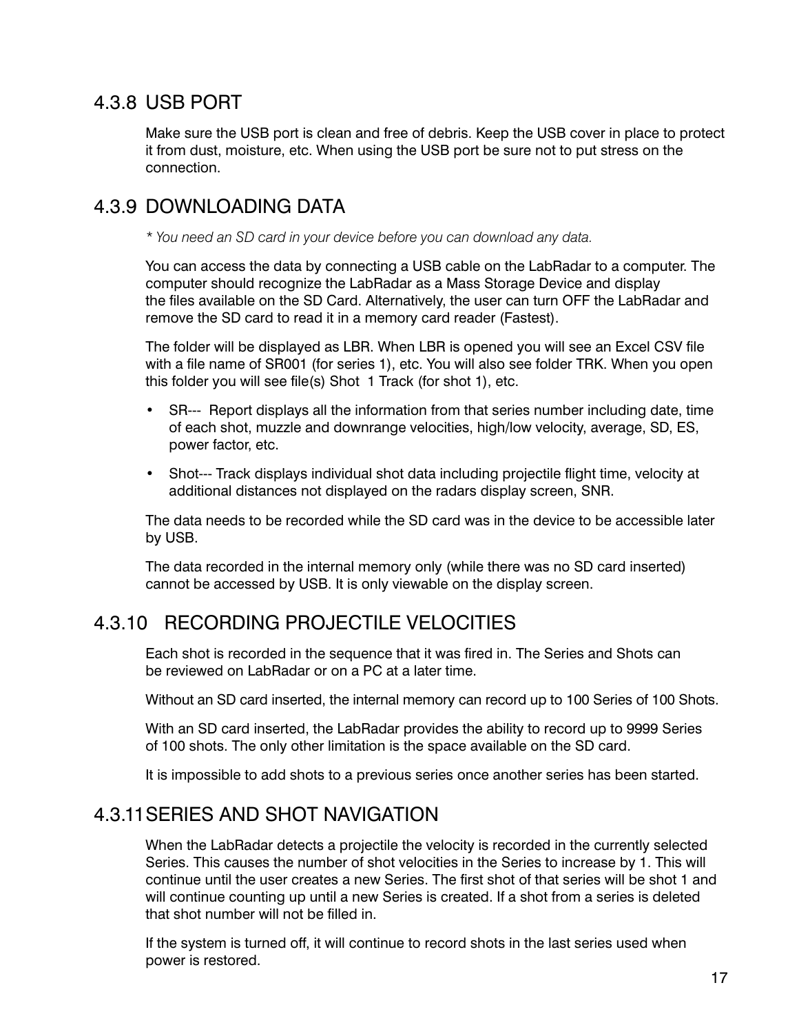### 4.3.8 USB PORT

Make sure the USB port is clean and free of debris. Keep the USB cover in place to protect it from dust, moisture, etc. When using the USB port be sure not to put stress on the connection.

### 4.3.9 DOWNLOADING DATA

*\* You need an SD card in your device before you can download any data.*

You can access the data by connecting a USB cable on the LabRadar to a computer. The computer should recognize the LabRadar as a Mass Storage Device and display the files available on the SD Card. Alternatively, the user can turn OFF the LabRadar and remove the SD card to read it in a memory card reader (Fastest).

The folder will be displayed as LBR. When LBR is opened you will see an Excel CSV file with a file name of SR001 (for series 1), etc. You will also see folder TRK. When you open this folder you will see file(s) Shot 1 Track (for shot 1), etc.

- SR--- Report displays all the information from that series number including date, time of each shot, muzzle and downrange velocities, high/low velocity, average, SD, ES, power factor, etc.
- Shot--- Track displays individual shot data including projectile flight time, velocity at additional distances not displayed on the radars display screen, SNR.

The data needs to be recorded while the SD card was in the device to be accessible later by USB.

The data recorded in the internal memory only (while there was no SD card inserted) cannot be accessed by USB. It is only viewable on the display screen.

### 4.3.10 RECORDING PROJECTILE VELOCITIES

Each shot is recorded in the sequence that it was fired in. The Series and Shots can be reviewed on LabRadar or on a PC at a later time.

Without an SD card inserted, the internal memory can record up to 100 Series of 100 Shots.

With an SD card inserted, the LabRadar provides the ability to record up to 9999 Series of 100 shots. The only other limitation is the space available on the SD card.

It is impossible to add shots to a previous series once another series has been started.

### 4.3.11 SERIES AND SHOT NAVIGATION

When the LabRadar detects a projectile the velocity is recorded in the currently selected Series. This causes the number of shot velocities in the Series to increase by 1. This will continue until the user creates a new Series. The first shot of that series will be shot 1 and will continue counting up until a new Series is created. If a shot from a series is deleted that shot number will not be filled in.

If the system is turned off, it will continue to record shots in the last series used when power is restored.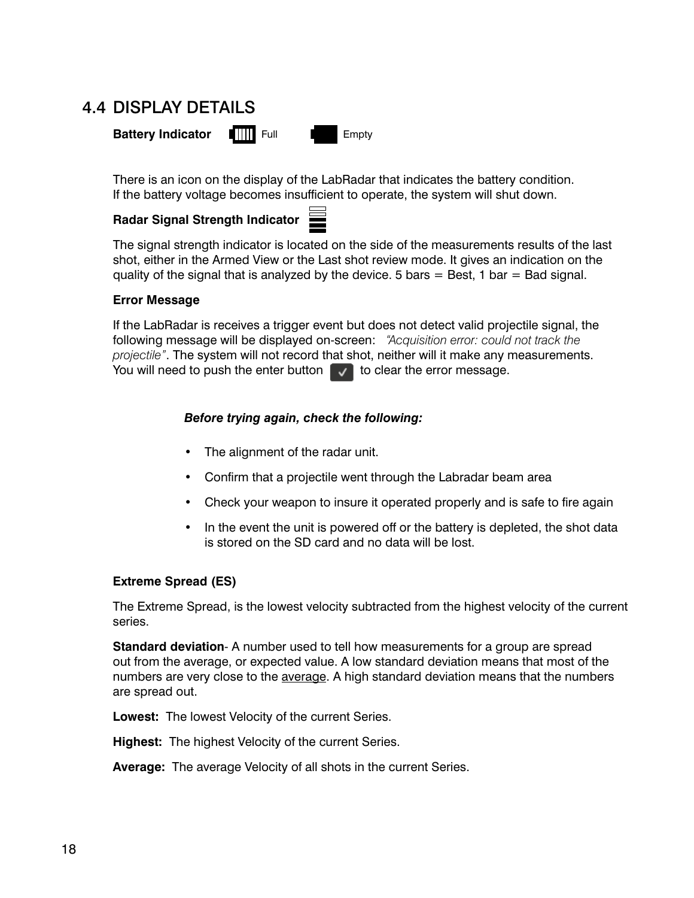## 4.4 DISPLAY DETAILS

**Battery Indicator** Full Empty

There is an icon on the display of the LabRadar that indicates the battery condition. If the battery voltage becomes insufficient to operate, the system will shut down.

**Radar Signal Strength Indicator**

The signal strength indicator is located on the side of the measurements results of the last shot, either in the Armed View or the Last shot review mode. It gives an indication on the quality of the signal that is analyzed by the device. 5 bars = Best, 1 bar = Bad signal.

**Error Message**

If the LabRadar is receives a trigger event but does not detect valid projectile signal, the following message will be displayed on-screen: *"Acquisition error: could not track the projectile"*. The system will not record that shot, neither will it make any measurements. You will need to push the enter button to clear the error message.

***Before trying again, check the following:***

- The alignment of the radar unit.
- Confirm that a projectile went through the Labradar beam area
- Check your weapon to insure it operated properly and is safe to fire again
- In the event the unit is powered off or the battery is depleted, the shot data is stored on the SD card and no data will be lost.

**Extreme Spread (ES)**

The Extreme Spread, is the lowest velocity subtracted from the highest velocity of the current series.

**Standard deviation**- A number used to tell how measurements for a group are spread out from the average, or expected value. A low standard deviation means that most of the numbers are very close to the average. A high standard deviation means that the numbers are spread out.

**Lowest:** The lowest Velocity of the current Series.

**Highest:** The highest Velocity of the current Series.

**Average:** The average Velocity of all shots in the current Series.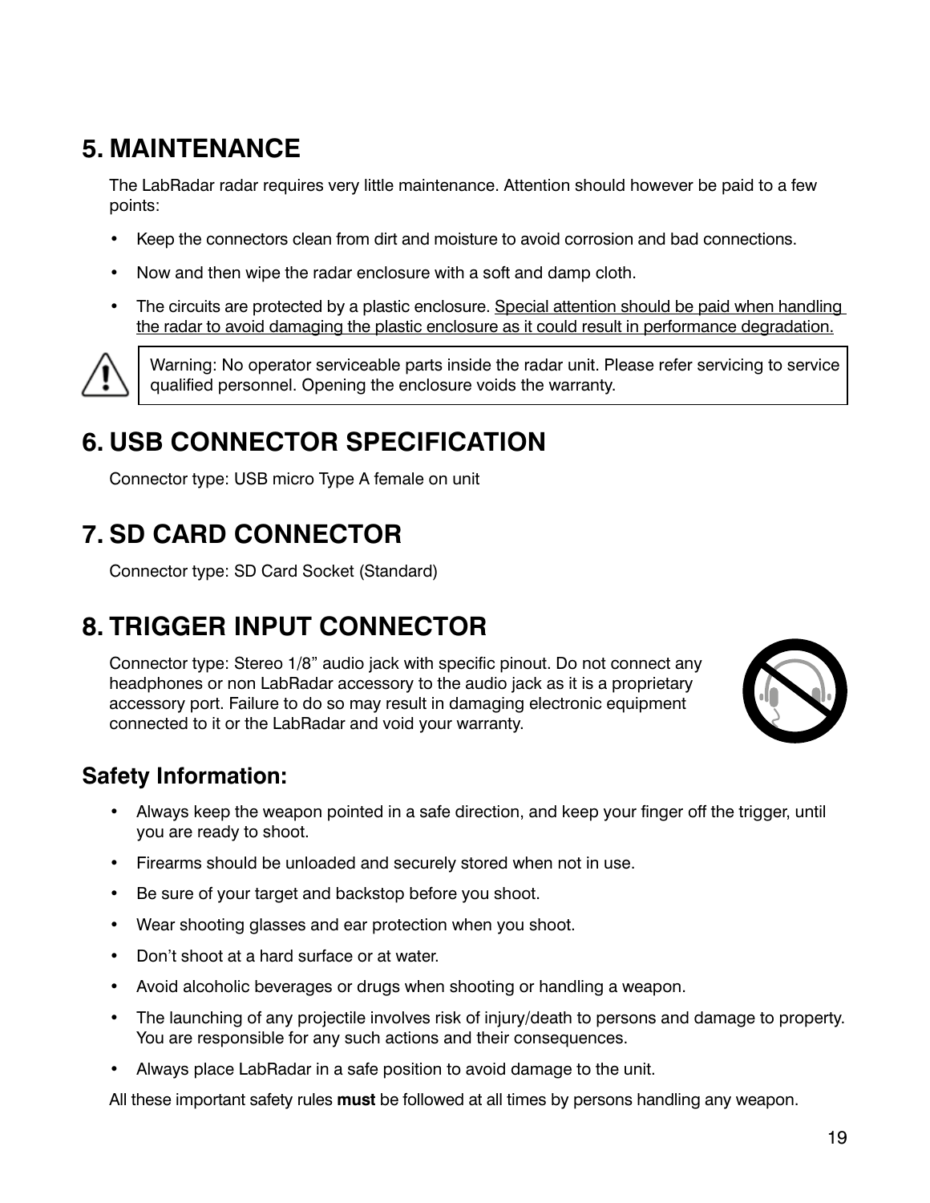# 5. MAINTENANCE

The LabRadar radar requires very little maintenance. Attention should however be paid to a few points:

- Keep the connectors clean from dirt and moisture to avoid corrosion and bad connections.
- Now and then wipe the radar enclosure with a soft and damp cloth.
- The circuits are protected by a plastic enclosure. Special attention should be paid when handling the radar to avoid damaging the plastic enclosure as it could result in performance degradation.

> Warning: No operator serviceable parts inside the radar unit. Please refer servicing to service qualified personnel. Opening the enclosure voids the warranty.

# 6. USB CONNECTOR SPECIFICATION

Connector type: USB micro Type A female on unit

# 7. SD CARD CONNECTOR

Connector type: SD Card Socket (Standard)

# 8. TRIGGER INPUT CONNECTOR

Connector type: Stereo 1/8" audio jack with specific pinout. Do not connect any headphones or non LabRadar accessory to the audio jack as it is a proprietary accessory port. Failure to do so may result in damaging electronic equipment connected to it or the LabRadar and void your warranty.

## Safety Information:

- Always keep the weapon pointed in a safe direction, and keep your finger off the trigger, until you are ready to shoot.
- Firearms should be unloaded and securely stored when not in use.
- Be sure of your target and backstop before you shoot.
- Wear shooting glasses and ear protection when you shoot.
- Don't shoot at a hard surface or at water.
- Avoid alcoholic beverages or drugs when shooting or handling a weapon.
- The launching of any projectile involves risk of injury/death to persons and damage to property. You are responsible for any such actions and their consequences.
- Always place LabRadar in a safe position to avoid damage to the unit.

All these important safety rules **must** be followed at all times by persons handling any weapon.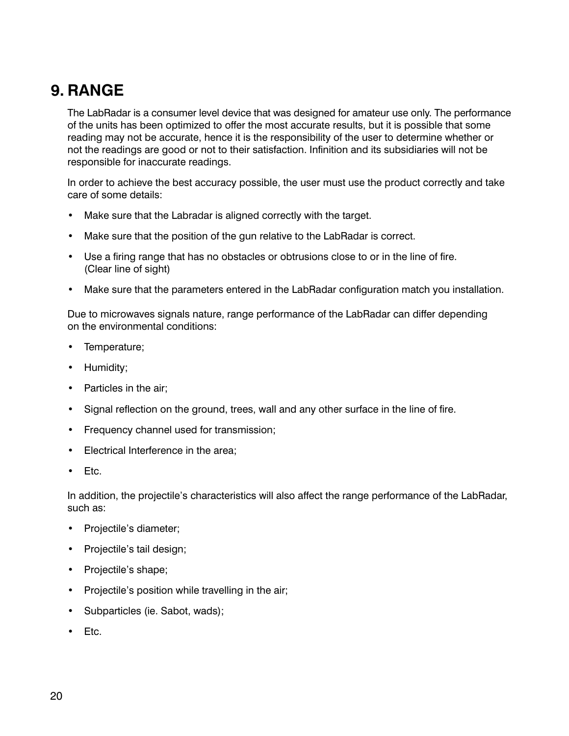# 9. RANGE

The LabRadar is a consumer level device that was designed for amateur use only. The performance of the units has been optimized to offer the most accurate results, but it is possible that some reading may not be accurate, hence it is the responsibility of the user to determine whether or not the readings are good or not to their satisfaction. Infinition and its subsidiaries will not be responsible for inaccurate readings.

In order to achieve the best accuracy possible, the user must use the product correctly and take care of some details:

- Make sure that the Labradar is aligned correctly with the target.
- Make sure that the position of the gun relative to the LabRadar is correct.
- Use a firing range that has no obstacles or obtrusions close to or in the line of fire. (Clear line of sight)
- Make sure that the parameters entered in the LabRadar configuration match you installation.

Due to microwaves signals nature, range performance of the LabRadar can differ depending on the environmental conditions:

- Temperature;
- Humidity;
- Particles in the air;
- Signal reflection on the ground, trees, wall and any other surface in the line of fire.
- Frequency channel used for transmission;
- Electrical Interference in the area;
- Etc.

In addition, the projectile's characteristics will also affect the range performance of the LabRadar, such as:

- Projectile's diameter;
- Projectile's tail design;
- Projectile's shape;
- Projectile's position while travelling in the air;
- Subparticles (ie. Sabot, wads);
- Etc.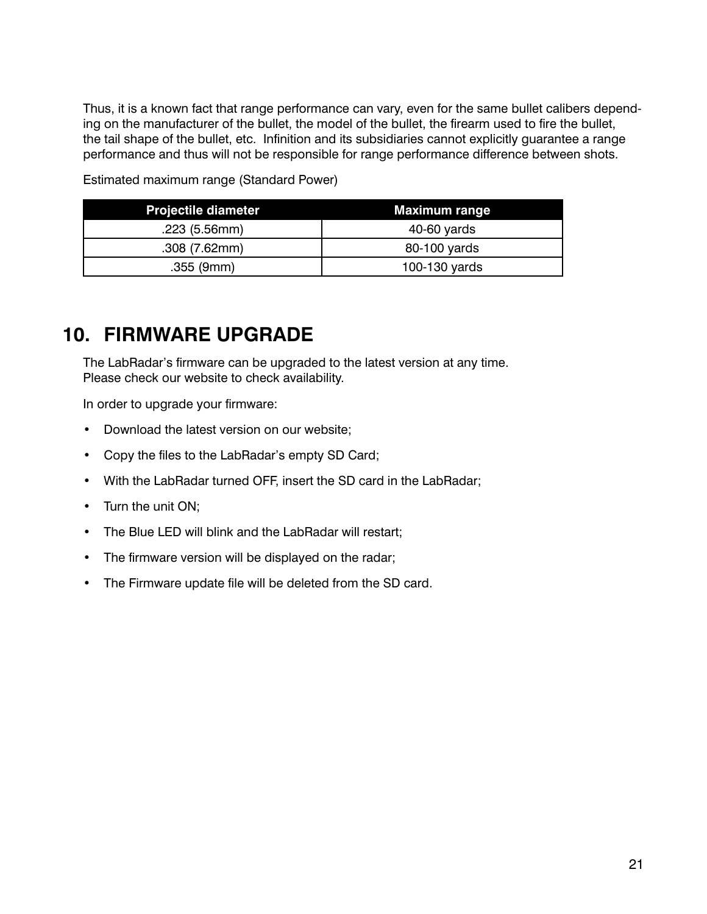Thus, it is a known fact that range performance can vary, even for the same bullet calibers depending on the manufacturer of the bullet, the model of the bullet, the firearm used to fire the bullet, the tail shape of the bullet, etc. Infinition and its subsidiaries cannot explicitly guarantee a range performance and thus will not be responsible for range performance difference between shots.

Estimated maximum range (Standard Power)

| Projectile diameter | Maximum range |
|---|---|
| .223 (5.56mm) | 40-60 yards |
| .308 (7.62mm) | 80-100 yards |
| .355 (9mm) | 100-130 yards |

# 10. FIRMWARE UPGRADE

The LabRadar's firmware can be upgraded to the latest version at any time.
Please check our website to check availability.

In order to upgrade your firmware:

- Download the latest version on our website;
- Copy the files to the LabRadar's empty SD Card;
- With the LabRadar turned OFF, insert the SD card in the LabRadar;
- Turn the unit ON;
- The Blue LED will blink and the LabRadar will restart;
- The firmware version will be displayed on the radar;
- The Firmware update file will be deleted from the SD card.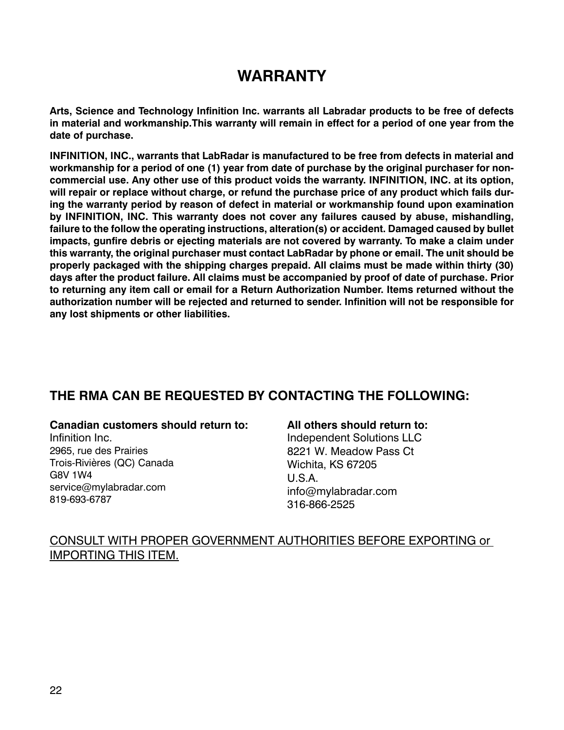# WARRANTY

**Arts, Science and Technology Infinition Inc. warrants all Labradar products to be free of defects in material and workmanship.This warranty will remain in effect for a period of one year from the date of purchase.**

**INFINITION, INC., warrants that LabRadar is manufactured to be free from defects in material and workmanship for a period of one (1) year from date of purchase by the original purchaser for non-commercial use. Any other use of this product voids the warranty. INFINITION, INC. at its option, will repair or replace without charge, or refund the purchase price of any product which fails during the warranty period by reason of defect in material or workmanship found upon examination by INFINITION, INC. This warranty does not cover any failures caused by abuse, mishandling, failure to the follow the operating instructions, alteration(s) or accident. Damaged caused by bullet impacts, gunfire debris or ejecting materials are not covered by warranty. To make a claim under this warranty, the original purchaser must contact LabRadar by phone or email. The unit should be properly packaged with the shipping charges prepaid. All claims must be made within thirty (30) days after the product failure. All claims must be accompanied by proof of date of purchase. Prior to returning any item call or email for a Return Authorization Number. Items returned without the authorization number will be rejected and returned to sender. Infinition will not be responsible for any lost shipments or other liabilities.**

## THE RMA CAN BE REQUESTED BY CONTACTING THE FOLLOWING:

**Canadian customers should return to:**
Infinition Inc.
2965, rue des Prairies
Trois-Rivières (QC) Canada
G8V 1W4
service@mylabradar.com
819-693-6787

**All others should return to:**
Independent Solutions LLC
8221 W. Meadow Pass Ct
Wichita, KS 67205
U.S.A.
info@mylabradar.com
316-866-2525

<u>CONSULT WITH PROPER GOVERNMENT AUTHORITIES BEFORE EXPORTING or IMPORTING THIS ITEM.</u>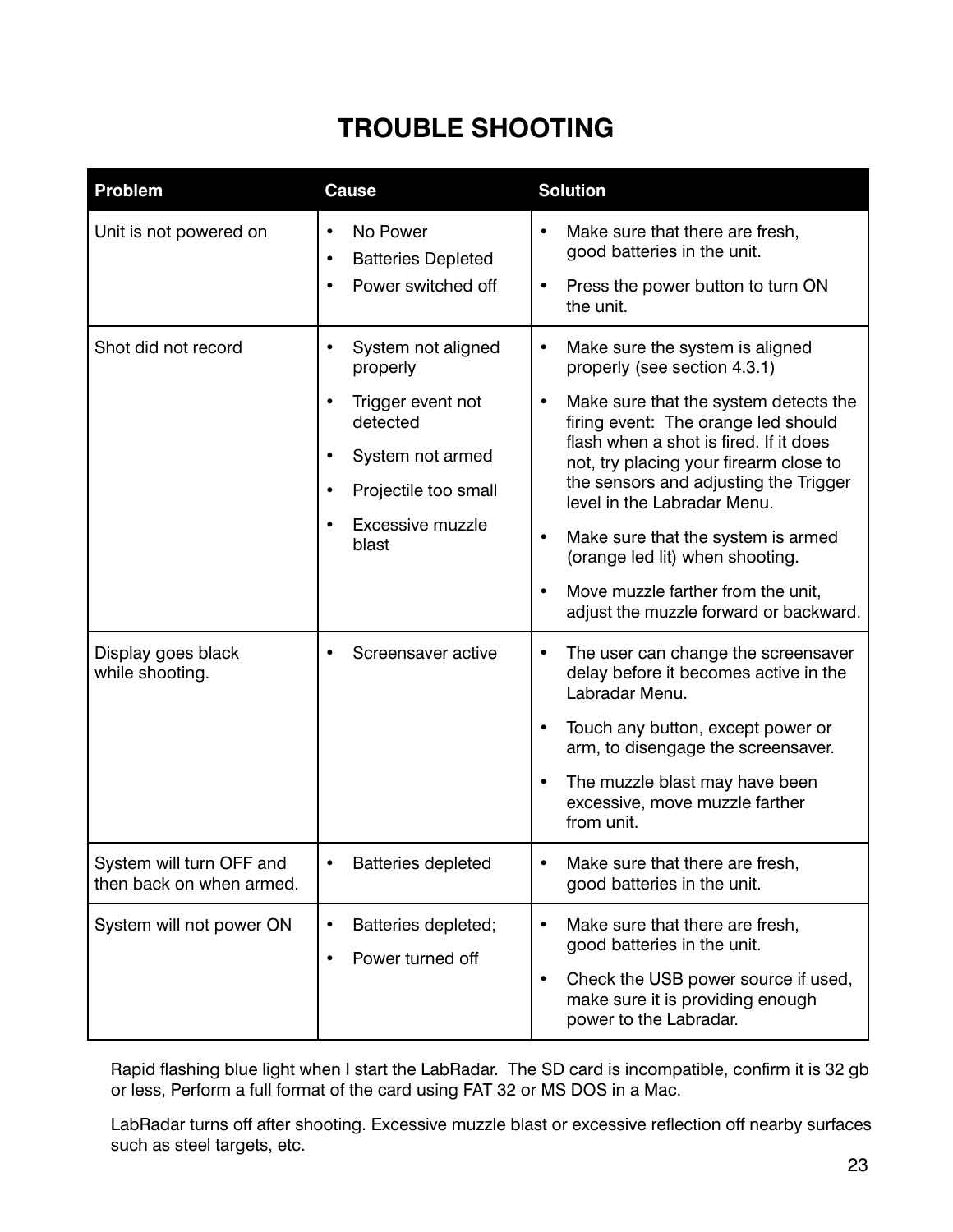# TROUBLE SHOOTING

| Problem | Cause | Solution |
|---|---|---|
| Unit is not powered on | • No Power<br>• Batteries Depleted<br>• Power switched off | • Make sure that there are fresh, good batteries in the unit.<br>• Press the power button to turn ON the unit. |
| Shot did not record | • System not aligned properly<br>• Trigger event not detected<br>• System not armed<br>• Projectile too small<br>• Excessive muzzle blast | • Make sure the system is aligned properly (see section 4.3.1)<br>• Make sure that the system detects the firing event: The orange led should flash when a shot is fired. If it does not, try placing your firearm close to the sensors and adjusting the Trigger level in the Labradar Menu.<br>• Make sure that the system is armed (orange led lit) when shooting.<br>• Move muzzle farther from the unit, adjust the muzzle forward or backward. |
| Display goes black while shooting. | • Screensaver active | • The user can change the screensaver delay before it becomes active in the Labradar Menu.<br>• Touch any button, except power or arm, to disengage the screensaver.<br>• The muzzle blast may have been excessive, move muzzle farther from unit. |
| System will turn OFF and then back on when armed. | • Batteries depleted | • Make sure that there are fresh, good batteries in the unit. |
| System will not power ON | • Batteries depleted;<br>• Power turned off | • Make sure that there are fresh, good batteries in the unit.<br>• Check the USB power source if used, make sure it is providing enough power to the Labradar. |

Rapid flashing blue light when I start the LabRadar. The SD card is incompatible, confirm it is 32 gb or less, Perform a full format of the card using FAT 32 or MS DOS in a Mac.

LabRadar turns off after shooting. Excessive muzzle blast or excessive reflection off nearby surfaces such as steel targets, etc.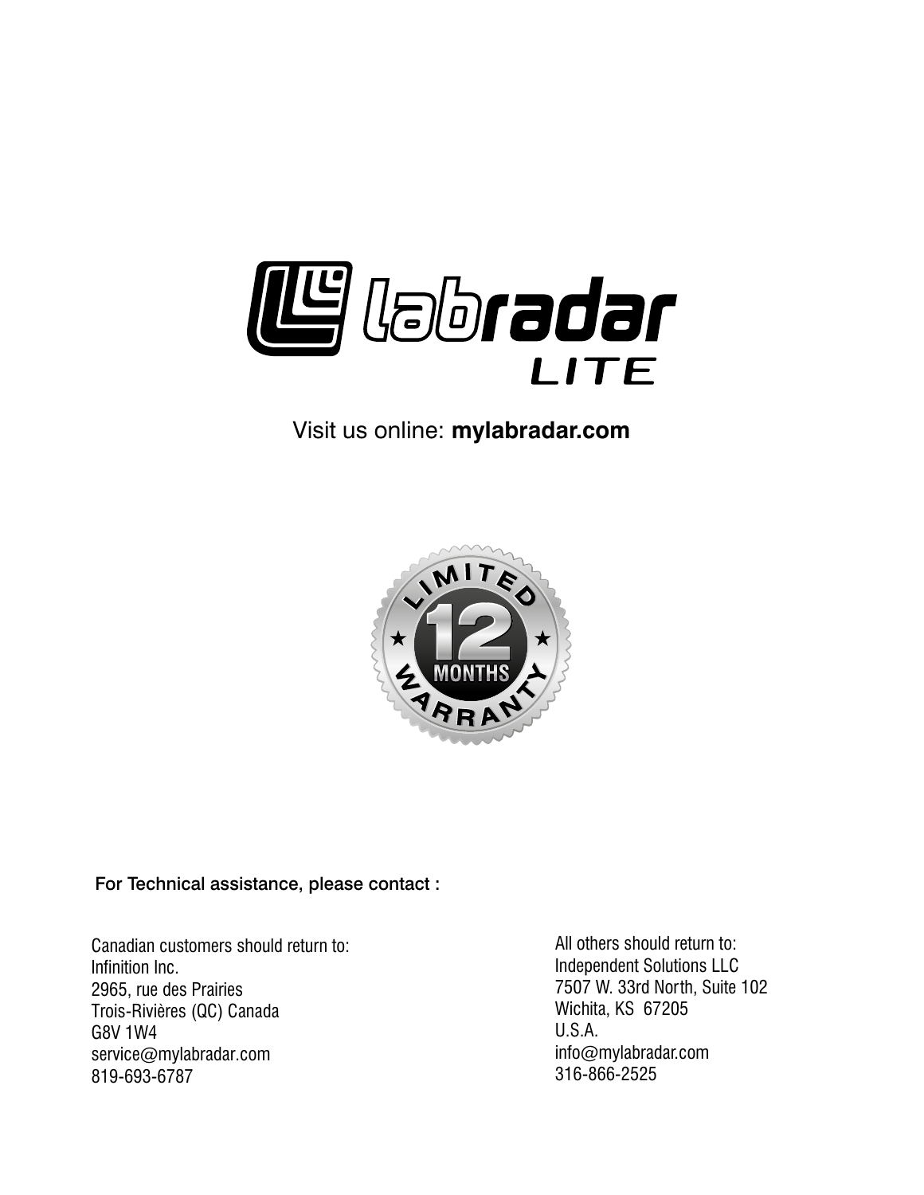labradar LITE

Visit us online: **mylabradar.com**

LIMITED 12 MONTHS WARRANTY

**For Technical assistance, please contact :**

Canadian customers should return to:
Infinition Inc.
2965, rue des Prairies
Trois-Rivières (QC) Canada
G8V 1W4
service@mylabradar.com
819-693-6787

All others should return to:
Independent Solutions LLC
7507 W. 33rd North, Suite 102
Wichita, KS 67205
U.S.A.
info@mylabradar.com
316-866-2525